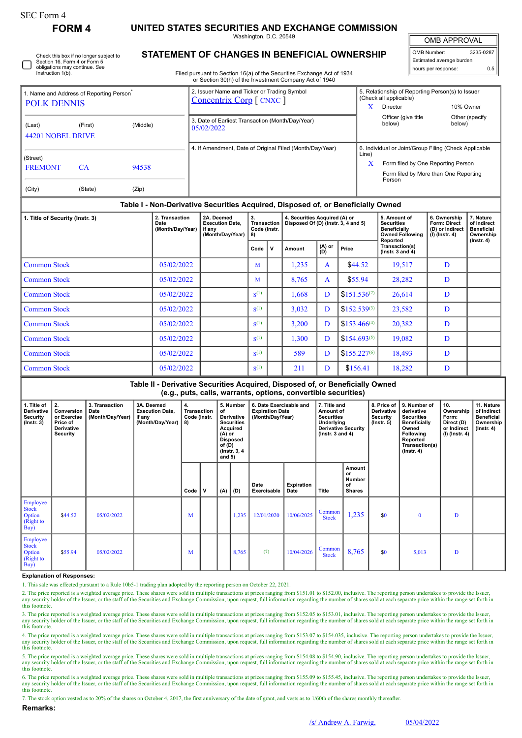SEC Form 4

# FORM 4

## UNITED STATES SECURITIES AND EXCHANGE COMMISSION

Washington, D.C. 20549

## STATEMENT OF CHANGES IN BENEFICIAL OWNERSHIP

Filed pursuant to Section 16(a) of the Securities Exchange Act of 1934 or Section 30(h) of the Investment Company Act of 1940

| OMB APPROVAL | |
|---|---|
| OMB Number: | 3235-0287 |
| Estimated average burden | |
| hours per response: | 0.5 |

☐ Check this box if no longer subject to Section 16. Form 4 or Form 5 obligations may continue. *See* Instruction 1(b).

| 1. Name and Address of Reporting Person* | 2. Issuer Name and Ticker or Trading Symbol | 5. Relationship of Reporting Person(s) to Issuer (Check all applicable) |
|---|---|---|
| POLK DENNIS | Concentrix Corp [ CNXC ] | X Director; 10% Owner; Officer (give title below); Other (specify below) |
| (Last) (First) (Middle) 44201 NOBEL DRIVE | 3. Date of Earliest Transaction (Month/Day/Year) 05/02/2022 | |
| (Street) FREMONT CA 94538 | 4. If Amendment, Date of Original Filed (Month/Day/Year) | 6. Individual or Joint/Group Filing (Check Applicable Line) X Form filed by One Reporting Person; Form filed by More than One Reporting Person |
| (City) (State) (Zip) | | |

### Table I - Non-Derivative Securities Acquired, Disposed of, or Beneficially Owned

| 1. Title of Security (Instr. 3) | 2. Transaction Date (Month/Day/Year) | 2A. Deemed Execution Date, if any (Month/Day/Year) | 3. Transaction Code (Instr. 8) | | 4. Securities Acquired (A) or Disposed Of (D) (Instr. 3, 4 and 5) | | | 5. Amount of Securities Beneficially Owned Following Reported Transaction(s) (Instr. 3 and 4) | 6. Ownership Form: Direct (D) or Indirect (I) (Instr. 4) | 7. Nature of Indirect Beneficial Ownership (Instr. 4) |
|---|---|---|---|---|---|---|---|---|---|---|
| | | | Code | V | Amount | (A) or (D) | Price | | | |
| Common Stock | 05/02/2022 | | M | | 1,235 | A | $44.52 | 19,517 | D | |
| Common Stock | 05/02/2022 | | M | | 8,765 | A | $55.94 | 28,282 | D | |
| Common Stock | 05/02/2022 | | S[(1)] | | 1,668 | D | $151.536[(2)] | 26,614 | D | |
| Common Stock | 05/02/2022 | | S[(1)] | | 3,032 | D | $152.539[(3)] | 23,582 | D | |
| Common Stock | 05/02/2022 | | S[(1)] | | 3,200 | D | $153.466[(4)] | 20,382 | D | |
| Common Stock | 05/02/2022 | | S[(1)] | | 1,300 | D | $154.693[(5)] | 19,082 | D | |
| Common Stock | 05/02/2022 | | S[(1)] | | 589 | D | $155.227[(6)] | 18,493 | D | |
| Common Stock | 05/02/2022 | | S[(1)] | | 211 | D | $156.41 | 18,282 | D | |

### Table II - Derivative Securities Acquired, Disposed of, or Beneficially Owned (e.g., puts, calls, warrants, options, convertible securities)

| 1. Title of Derivative Security (Instr. 3) | 2. Conversion or Exercise Price of Derivative Security | 3. Transaction Date (Month/Day/Year) | 3A. Deemed Execution Date, if any (Month/Day/Year) | 4. Transaction Code (Instr. 8) | | 5. Number of Derivative Securities Acquired (A) or Disposed of (D) (Instr. 3, 4 and 5) | | 6. Date Exercisable and Expiration Date (Month/Day/Year) | | 7. Title and Amount of Securities Underlying Derivative Security (Instr. 3 and 4) | | 8. Price of Derivative Security (Instr. 5) | 9. Number of derivative Securities Beneficially Owned Following Reported Transaction(s) (Instr. 4) | 10. Ownership Form: Direct (D) or Indirect (I) (Instr. 4) | 11. Nature of Indirect Beneficial Ownership (Instr. 4) |
|---|---|---|---|---|---|---|---|---|---|---|---|---|---|---|---|
| | | | | Code | V | (A) | (D) | Date Exercisable | Expiration Date | Title | Amount or Number of Shares | | | | |
| Employee Stock Option (Right to Buy) | $44.52 | 05/02/2022 | | M | | | 1,235 | 12/01/2020 | 10/06/2025 | Common Stock | 1,235 | $0 | 0 | D | |
| Employee Stock Option (Right to Buy) | $55.94 | 05/02/2022 | | M | | | 8,765 | (7) | 10/04/2026 | Common Stock | 8,765 | $0 | 5,013 | D | |

**Explanation of Responses:**

1. This sale was effected pursuant to a Rule 10b5-1 trading plan adopted by the reporting person on October 22, 2021.

2. The price reported is a weighted average price. These shares were sold in multiple transactions at prices ranging from $151.01 to $152.00, inclusive. The reporting person undertakes to provide the Issuer, any security holder of the Issuer, or the staff of the Securities and Exchange Commission, upon request, full information regarding the number of shares sold at each separate price within the range set forth in this footnote.

3. The price reported is a weighted average price. These shares were sold in multiple transactions at prices ranging from $152.05 to $153.01, inclusive. The reporting person undertakes to provide the Issuer, any security holder of the Issuer, or the staff of the Securities and Exchange Commission, upon request, full information regarding the number of shares sold at each separate price within the range set forth in this footnote.

4. The price reported is a weighted average price. These shares were sold in multiple transactions at prices ranging from $153.07 to $154.035, inclusive. The reporting person undertakes to provide the Issuer, any security holder of the Issuer, or the staff of the Securities and Exchange Commission, upon request, full information regarding the number of shares sold at each separate price within the range set forth in this footnote.

5. The price reported is a weighted average price. These shares were sold in multiple transactions at prices ranging from $154.08 to $154.90, inclusive. The reporting person undertakes to provide the Issuer, any security holder of the Issuer, or the staff of the Securities and Exchange Commission, upon request, full information regarding the number of shares sold at each separate price within the range set forth in this footnote.

6. The price reported is a weighted average price. These shares were sold in multiple transactions at prices ranging from $155.09 to $155.45, inclusive. The reporting person undertakes to provide the Issuer, any security holder of the Issuer, or the staff of the Securities and Exchange Commission, upon request, full information regarding the number of shares sold at each separate price within the range set forth in this footnote.

7. The stock option vested as to 20% of the shares on October 4, 2017, the first anniversary of the date of grant, and vests as to 1/60th of the shares monthly thereafter.

**Remarks:**

/s/ Andrew A. Farwig, 05/04/2022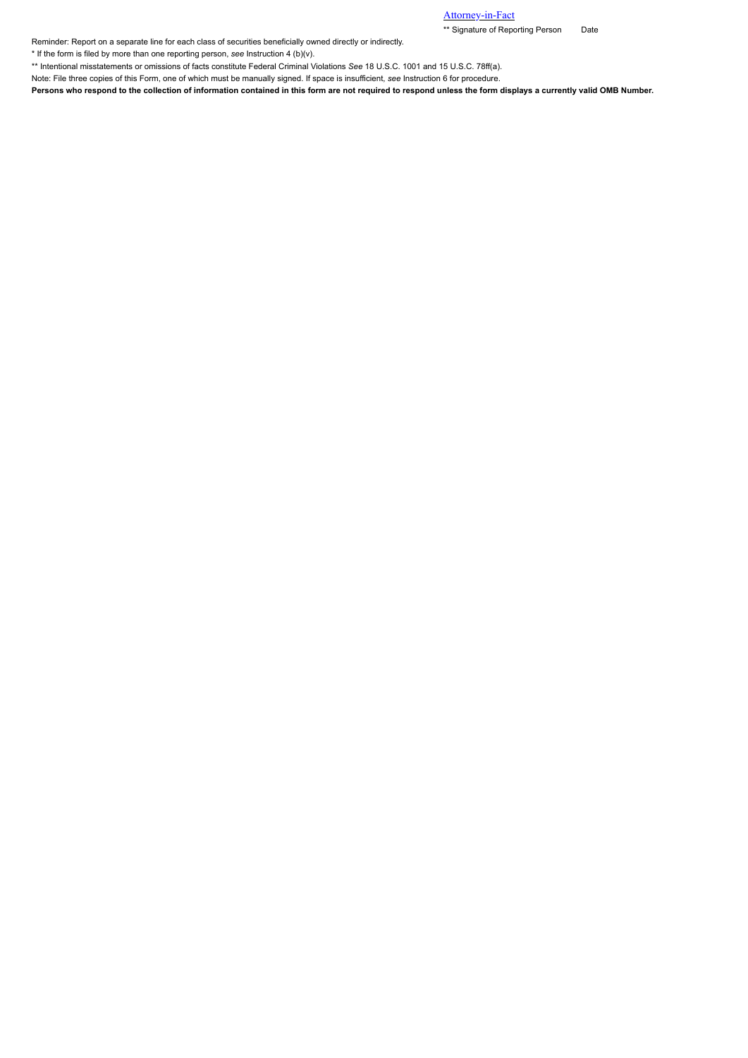Attorney-in-Fact

** Signature of Reporting Person    Date

Reminder: Report on a separate line for each class of securities beneficially owned directly or indirectly.

* If the form is filed by more than one reporting person, *see* Instruction 4 (b)(v).

** Intentional misstatements or omissions of facts constitute Federal Criminal Violations *See* 18 U.S.C. 1001 and 15 U.S.C. 78ff(a).

Note: File three copies of this Form, one of which must be manually signed. If space is insufficient, *see* Instruction 6 for procedure.

**Persons who respond to the collection of information contained in this form are not required to respond unless the form displays a currently valid OMB Number.**